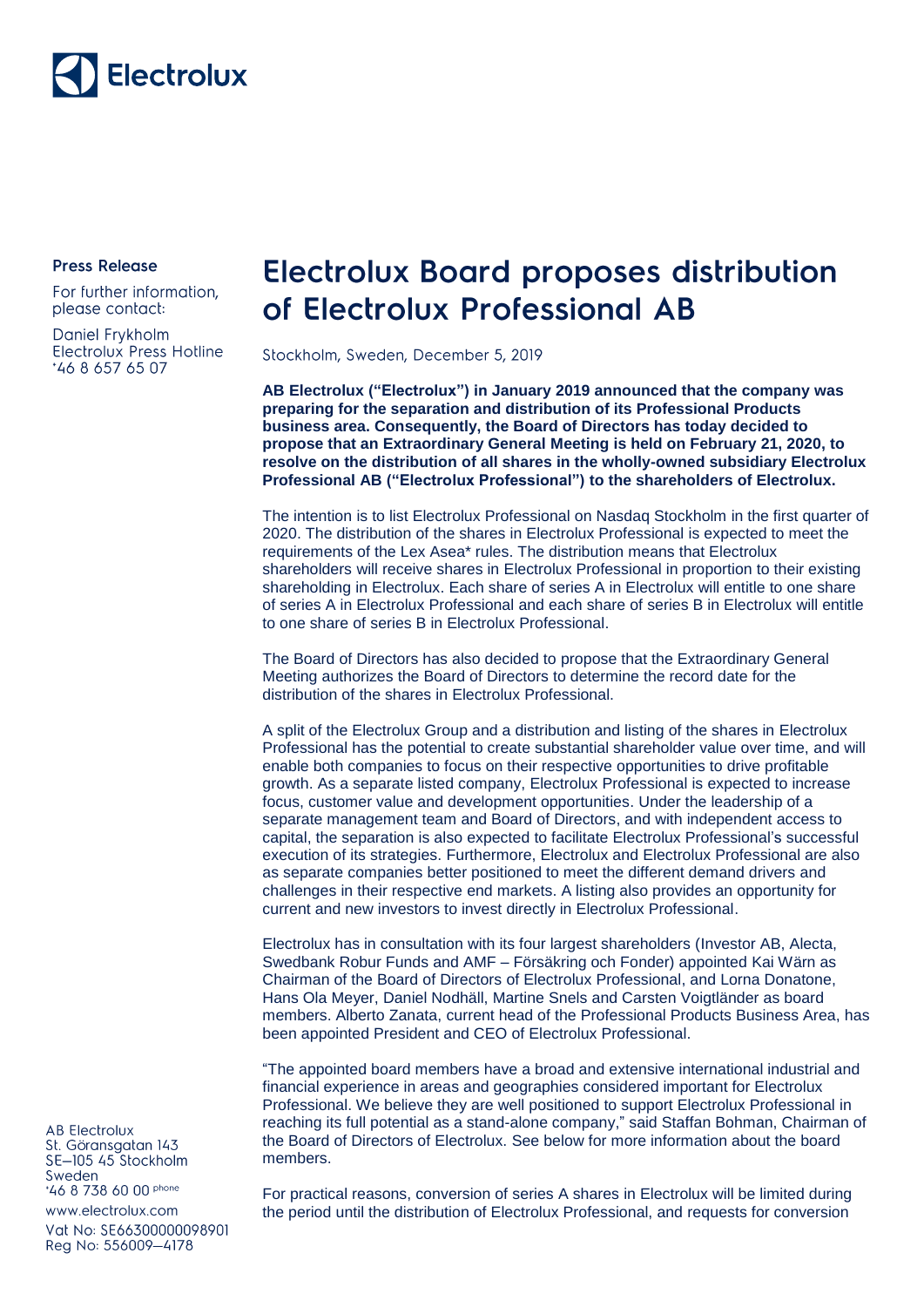Electrolux

**Press Release**

For further information, please contact:

Daniel Frykholm
Electrolux Press Hotline
+46 8 657 65 07

# Electrolux Board proposes distribution of Electrolux Professional AB

Stockholm, Sweden, December 5, 2019

**AB Electrolux ("Electrolux") in January 2019 announced that the company was preparing for the separation and distribution of its Professional Products business area. Consequently, the Board of Directors has today decided to propose that an Extraordinary General Meeting is held on February 21, 2020, to resolve on the distribution of all shares in the wholly-owned subsidiary Electrolux Professional AB ("Electrolux Professional") to the shareholders of Electrolux.**

The intention is to list Electrolux Professional on Nasdaq Stockholm in the first quarter of 2020. The distribution of the shares in Electrolux Professional is expected to meet the requirements of the Lex Asea* rules. The distribution means that Electrolux shareholders will receive shares in Electrolux Professional in proportion to their existing shareholding in Electrolux. Each share of series A in Electrolux will entitle to one share of series A in Electrolux Professional and each share of series B in Electrolux will entitle to one share of series B in Electrolux Professional.

The Board of Directors has also decided to propose that the Extraordinary General Meeting authorizes the Board of Directors to determine the record date for the distribution of the shares in Electrolux Professional.

A split of the Electrolux Group and a distribution and listing of the shares in Electrolux Professional has the potential to create substantial shareholder value over time, and will enable both companies to focus on their respective opportunities to drive profitable growth. As a separate listed company, Electrolux Professional is expected to increase focus, customer value and development opportunities. Under the leadership of a separate management team and Board of Directors, and with independent access to capital, the separation is also expected to facilitate Electrolux Professional's successful execution of its strategies. Furthermore, Electrolux and Electrolux Professional are also as separate companies better positioned to meet the different demand drivers and challenges in their respective end markets. A listing also provides an opportunity for current and new investors to invest directly in Electrolux Professional.

Electrolux has in consultation with its four largest shareholders (Investor AB, Alecta, Swedbank Robur Funds and AMF – Försäkring och Fonder) appointed Kai Wärn as Chairman of the Board of Directors of Electrolux Professional, and Lorna Donatone, Hans Ola Meyer, Daniel Nodhäll, Martine Snels and Carsten Voigtländer as board members. Alberto Zanata, current head of the Professional Products Business Area, has been appointed President and CEO of Electrolux Professional.

"The appointed board members have a broad and extensive international industrial and financial experience in areas and geographies considered important for Electrolux Professional. We believe they are well positioned to support Electrolux Professional in reaching its full potential as a stand-alone company," said Staffan Bohman, Chairman of the Board of Directors of Electrolux. See below for more information about the board members.

For practical reasons, conversion of series A shares in Electrolux will be limited during the period until the distribution of Electrolux Professional, and requests for conversion

AB Electrolux
St. Göransgatan 143
SE–105 45 Stockholm
Sweden
+46 8 738 60 00 phone
www.electrolux.com
Vat No: SE663000000098901
Reg No: 556009–4178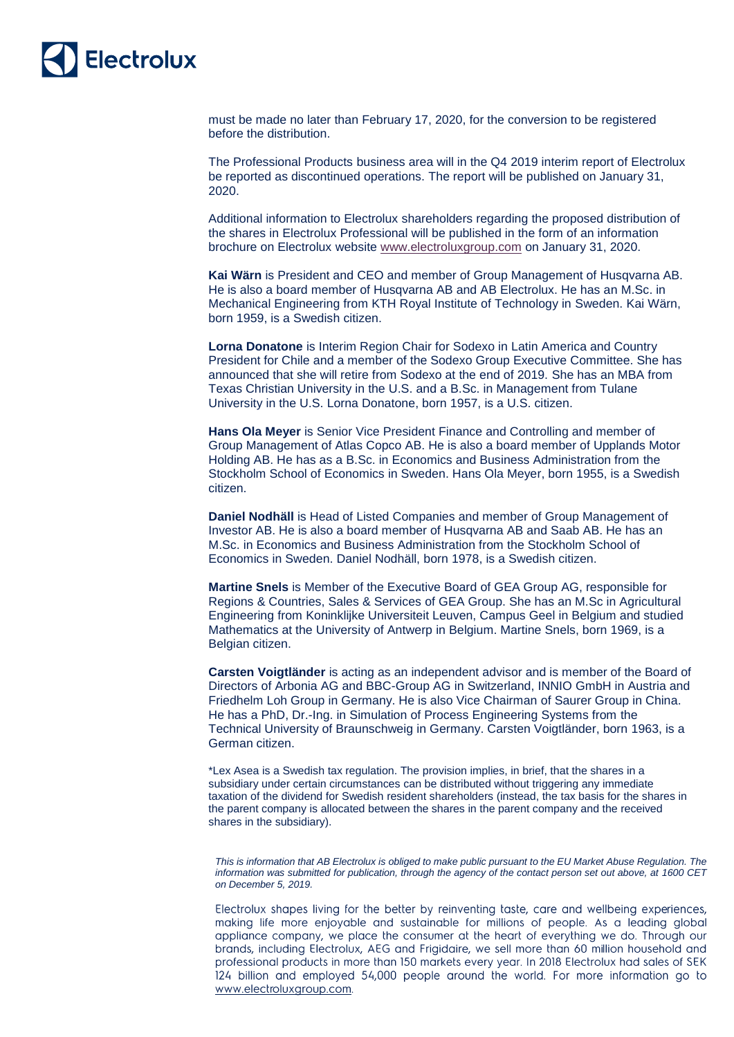must be made no later than February 17, 2020, for the conversion to be registered before the distribution.

The Professional Products business area will in the Q4 2019 interim report of Electrolux be reported as discontinued operations. The report will be published on January 31, 2020.

Additional information to Electrolux shareholders regarding the proposed distribution of the shares in Electrolux Professional will be published in the form of an information brochure on Electrolux website www.electroluxgroup.com on January 31, 2020.

**Kai Wärn** is President and CEO and member of Group Management of Husqvarna AB. He is also a board member of Husqvarna AB and AB Electrolux. He has an M.Sc. in Mechanical Engineering from KTH Royal Institute of Technology in Sweden. Kai Wärn, born 1959, is a Swedish citizen.

**Lorna Donatone** is Interim Region Chair for Sodexo in Latin America and Country President for Chile and a member of the Sodexo Group Executive Committee. She has announced that she will retire from Sodexo at the end of 2019. She has an MBA from Texas Christian University in the U.S. and a B.Sc. in Management from Tulane University in the U.S. Lorna Donatone, born 1957, is a U.S. citizen.

**Hans Ola Meyer** is Senior Vice President Finance and Controlling and member of Group Management of Atlas Copco AB. He is also a board member of Upplands Motor Holding AB. He has as a B.Sc. in Economics and Business Administration from the Stockholm School of Economics in Sweden. Hans Ola Meyer, born 1955, is a Swedish citizen.

**Daniel Nodhäll** is Head of Listed Companies and member of Group Management of Investor AB. He is also a board member of Husqvarna AB and Saab AB. He has an M.Sc. in Economics and Business Administration from the Stockholm School of Economics in Sweden. Daniel Nodhäll, born 1978, is a Swedish citizen.

**Martine Snels** is Member of the Executive Board of GEA Group AG, responsible for Regions & Countries, Sales & Services of GEA Group. She has an M.Sc in Agricultural Engineering from Koninklijke Universiteit Leuven, Campus Geel in Belgium and studied Mathematics at the University of Antwerp in Belgium. Martine Snels, born 1969, is a Belgian citizen.

**Carsten Voigtländer** is acting as an independent advisor and is member of the Board of Directors of Arbonia AG and BBC-Group AG in Switzerland, INNIO GmbH in Austria and Friedhelm Loh Group in Germany. He is also Vice Chairman of Saurer Group in China. He has a PhD, Dr.-Ing. in Simulation of Process Engineering Systems from the Technical University of Braunschweig in Germany. Carsten Voigtländer, born 1963, is a German citizen.

*Lex Asea is a Swedish tax regulation. The provision implies, in brief, that the shares in a subsidiary under certain circumstances can be distributed without triggering any immediate taxation of the dividend for Swedish resident shareholders (instead, the tax basis for the shares in the parent company is allocated between the shares in the parent company and the received shares in the subsidiary).

*This is information that AB Electrolux is obliged to make public pursuant to the EU Market Abuse Regulation. The information was submitted for publication, through the agency of the contact person set out above, at 1600 CET on December 5, 2019.*

Electrolux shapes living for the better by reinventing taste, care and wellbeing experiences, making life more enjoyable and sustainable for millions of people. As a leading global appliance company, we place the consumer at the heart of everything we do. Through our brands, including Electrolux, AEG and Frigidaire, we sell more than 60 million household and professional products in more than 150 markets every year. In 2018 Electrolux had sales of SEK 124 billion and employed 54,000 people around the world. For more information go to www.electroluxgroup.com.